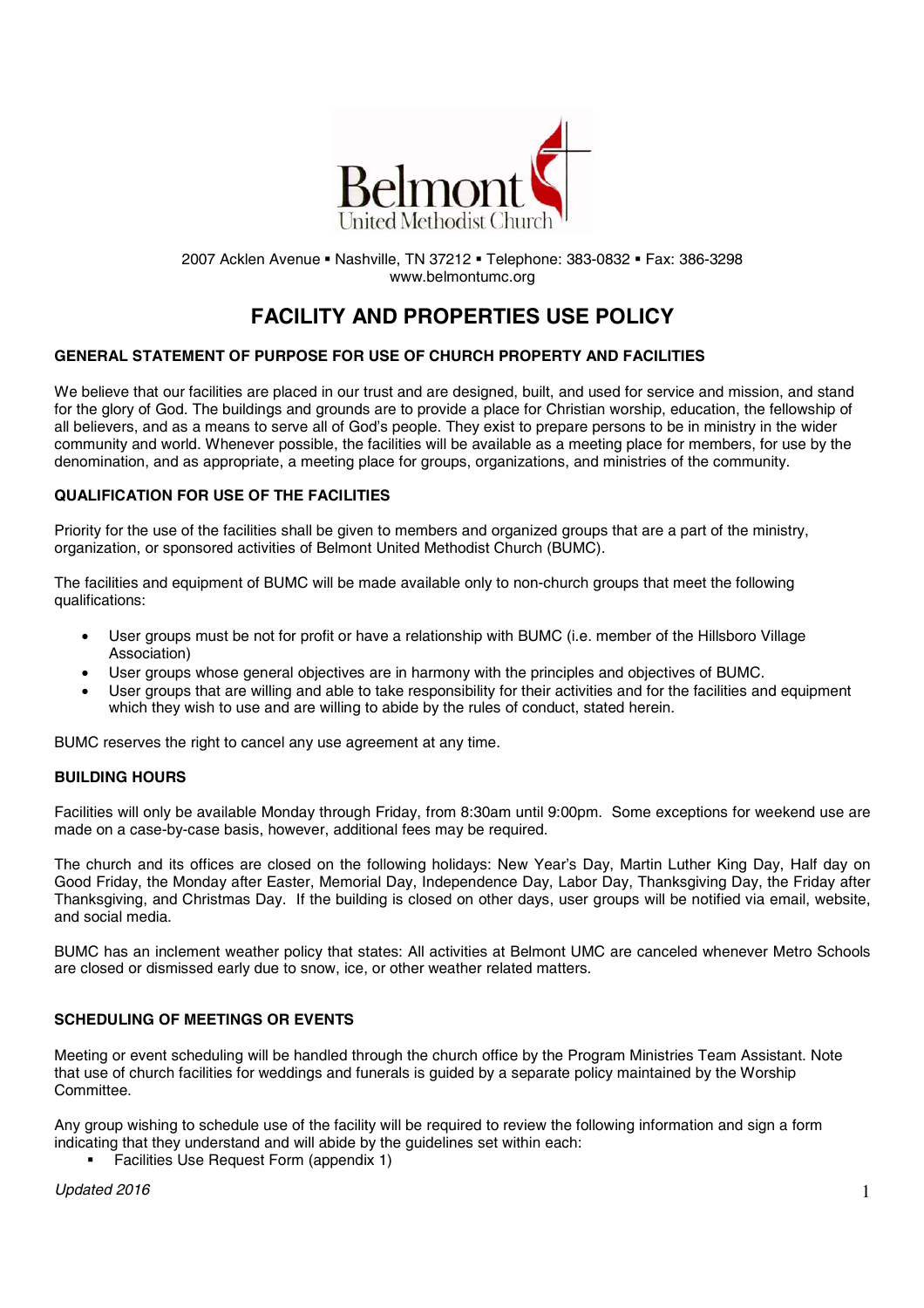Belmont United Methodist Church

2007 Acklen Avenue ▪ Nashville, TN 37212 ▪ Telephone: 383-0832 ▪ Fax: 386-3298
www.belmontumc.org

# FACILITY AND PROPERTIES USE POLICY

### GENERAL STATEMENT OF PURPOSE FOR USE OF CHURCH PROPERTY AND FACILITIES

We believe that our facilities are placed in our trust and are designed, built, and used for service and mission, and stand for the glory of God. The buildings and grounds are to provide a place for Christian worship, education, the fellowship of all believers, and as a means to serve all of God's people. They exist to prepare persons to be in ministry in the wider community and world. Whenever possible, the facilities will be available as a meeting place for members, for use by the denomination, and as appropriate, a meeting place for groups, organizations, and ministries of the community.

### QUALIFICATION FOR USE OF THE FACILITIES

Priority for the use of the facilities shall be given to members and organized groups that are a part of the ministry, organization, or sponsored activities of Belmont United Methodist Church (BUMC).

The facilities and equipment of BUMC will be made available only to non-church groups that meet the following qualifications:

- User groups must be not for profit or have a relationship with BUMC (i.e. member of the Hillsboro Village Association)
- User groups whose general objectives are in harmony with the principles and objectives of BUMC.
- User groups that are willing and able to take responsibility for their activities and for the facilities and equipment which they wish to use and are willing to abide by the rules of conduct, stated herein.

BUMC reserves the right to cancel any use agreement at any time.

### BUILDING HOURS

Facilities will only be available Monday through Friday, from 8:30am until 9:00pm. Some exceptions for weekend use are made on a case-by-case basis, however, additional fees may be required.

The church and its offices are closed on the following holidays: New Year's Day, Martin Luther King Day, Half day on Good Friday, the Monday after Easter, Memorial Day, Independence Day, Labor Day, Thanksgiving Day, the Friday after Thanksgiving, and Christmas Day. If the building is closed on other days, user groups will be notified via email, website, and social media.

BUMC has an inclement weather policy that states: All activities at Belmont UMC are canceled whenever Metro Schools are closed or dismissed early due to snow, ice, or other weather related matters.

### SCHEDULING OF MEETINGS OR EVENTS

Meeting or event scheduling will be handled through the church office by the Program Ministries Team Assistant. Note that use of church facilities for weddings and funerals is guided by a separate policy maintained by the Worship Committee.

Any group wishing to schedule use of the facility will be required to review the following information and sign a form indicating that they understand and will abide by the guidelines set within each:

- Facilities Use Request Form (appendix 1)

*Updated 2016*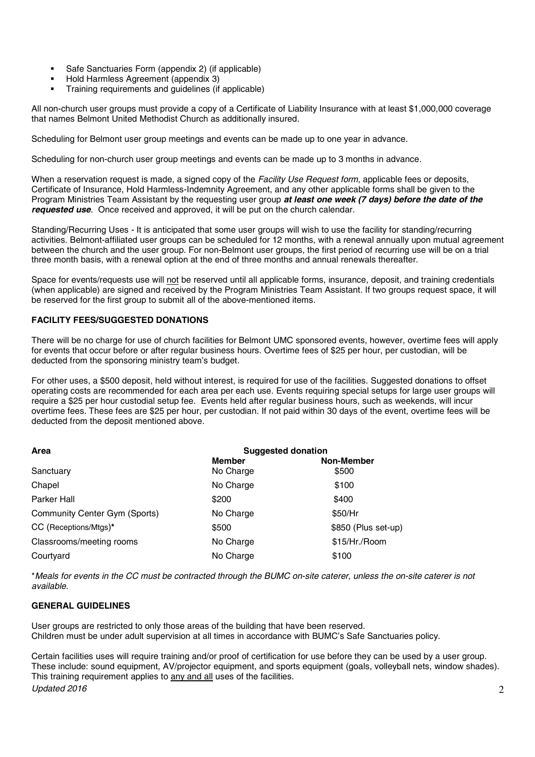- Safe Sanctuaries Form (appendix 2) (if applicable)
- Hold Harmless Agreement (appendix 3)
- Training requirements and guidelines (if applicable)

All non-church user groups must provide a copy of a Certificate of Liability Insurance with at least $1,000,000 coverage that names Belmont United Methodist Church as additionally insured.

Scheduling for Belmont user group meetings and events can be made up to one year in advance.

Scheduling for non-church user group meetings and events can be made up to 3 months in advance.

When a reservation request is made, a signed copy of the *Facility Use Request form*, applicable fees or deposits, Certificate of Insurance, Hold Harmless-Indemnity Agreement, and any other applicable forms shall be given to the Program Ministries Team Assistant by the requesting user group ***at least one week (7 days) before the date of the requested use***. Once received and approved, it will be put on the church calendar.

Standing/Recurring Uses - It is anticipated that some user groups will wish to use the facility for standing/recurring activities. Belmont-affiliated user groups can be scheduled for 12 months, with a renewal annually upon mutual agreement between the church and the user group. For non-Belmont user groups, the first period of recurring use will be on a trial three month basis, with a renewal option at the end of three months and annual renewals thereafter.

Space for events/requests use will not be reserved until all applicable forms, insurance, deposit, and training credentials (when applicable) are signed and received by the Program Ministries Team Assistant. If two groups request space, it will be reserved for the first group to submit all of the above-mentioned items.

**FACILITY FEES/SUGGESTED DONATIONS**

There will be no charge for use of church facilities for Belmont UMC sponsored events, however, overtime fees will apply for events that occur before or after regular business hours. Overtime fees of $25 per hour, per custodian, will be deducted from the sponsoring ministry team's budget.

For other uses, a $500 deposit, held without interest, is required for use of the facilities. Suggested donations to offset operating costs are recommended for each area per each use. Events requiring special setups for large user groups will require a $25 per hour custodial setup fee. Events held after regular business hours, such as weekends, will incur overtime fees. These fees are $25 per hour, per custodian. If not paid within 30 days of the event, overtime fees will be deducted from the deposit mentioned above.

| Area | Suggested donation | |
|---|---|---|
| | **Member** | **Non-Member** |
| Sanctuary | No Charge | $500 |
| Chapel | No Charge | $100 |
| Parker Hall | $200 | $400 |
| Community Center Gym (Sports) | No Charge | $50/Hr |
| CC (Receptions/Mtgs)* | $500 | $850 (Plus set-up) |
| Classrooms/meeting rooms | No Charge | $15/Hr./Room |
| Courtyard | No Charge | $100 |

**Meals for events in the CC must be contracted through the BUMC on-site caterer, unless the on-site caterer is not available.*

**GENERAL GUIDELINES**

User groups are restricted to only those areas of the building that have been reserved.
Children must be under adult supervision at all times in accordance with BUMC's Safe Sanctuaries policy.

Certain facilities uses will require training and/or proof of certification for use before they can be used by a user group. These include: sound equipment, AV/projector equipment, and sports equipment (goals, volleyball nets, window shades). This training requirement applies to any and all uses of the facilities.

*Updated 2016*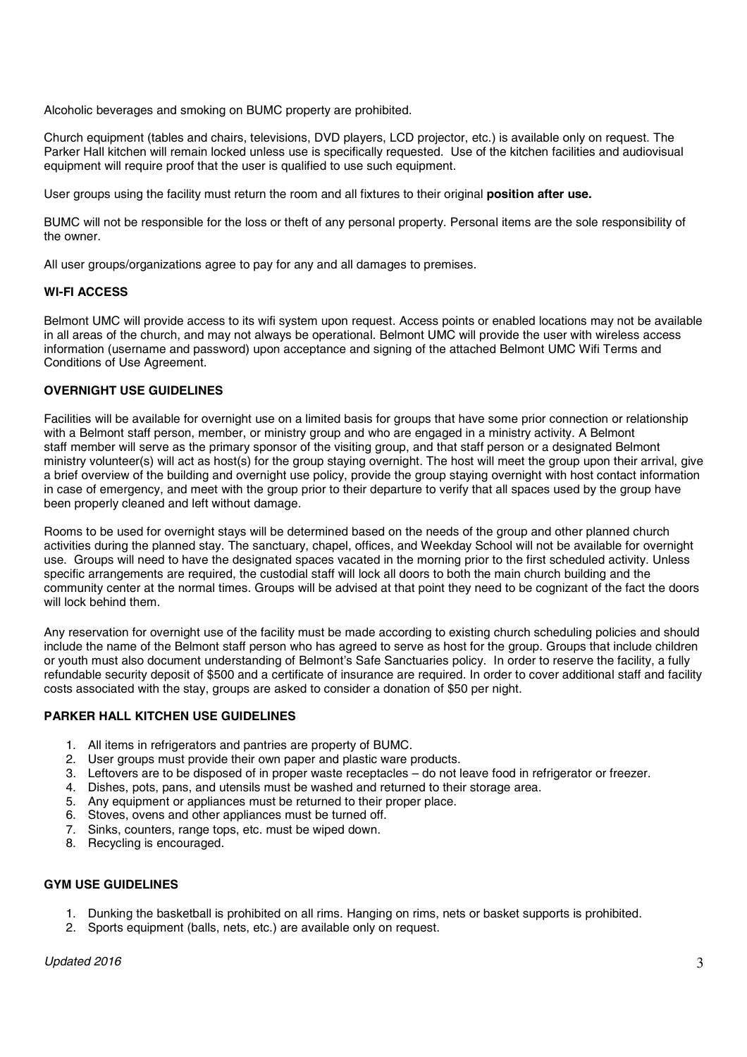Alcoholic beverages and smoking on BUMC property are prohibited.

Church equipment (tables and chairs, televisions, DVD players, LCD projector, etc.) is available only on request. The Parker Hall kitchen will remain locked unless use is specifically requested. Use of the kitchen facilities and audiovisual equipment will require proof that the user is qualified to use such equipment.

User groups using the facility must return the room and all fixtures to their original **position after use.**

BUMC will not be responsible for the loss or theft of any personal property. Personal items are the sole responsibility of the owner.

All user groups/organizations agree to pay for any and all damages to premises.

### WI-FI ACCESS

Belmont UMC will provide access to its wifi system upon request. Access points or enabled locations may not be available in all areas of the church, and may not always be operational. Belmont UMC will provide the user with wireless access information (username and password) upon acceptance and signing of the attached Belmont UMC Wifi Terms and Conditions of Use Agreement.

### OVERNIGHT USE GUIDELINES

Facilities will be available for overnight use on a limited basis for groups that have some prior connection or relationship with a Belmont staff person, member, or ministry group and who are engaged in a ministry activity. A Belmont staff member will serve as the primary sponsor of the visiting group, and that staff person or a designated Belmont ministry volunteer(s) will act as host(s) for the group staying overnight. The host will meet the group upon their arrival, give a brief overview of the building and overnight use policy, provide the group staying overnight with host contact information in case of emergency, and meet with the group prior to their departure to verify that all spaces used by the group have been properly cleaned and left without damage.

Rooms to be used for overnight stays will be determined based on the needs of the group and other planned church activities during the planned stay. The sanctuary, chapel, offices, and Weekday School will not be available for overnight use. Groups will need to have the designated spaces vacated in the morning prior to the first scheduled activity. Unless specific arrangements are required, the custodial staff will lock all doors to both the main church building and the community center at the normal times. Groups will be advised at that point they need to be cognizant of the fact the doors will lock behind them.

Any reservation for overnight use of the facility must be made according to existing church scheduling policies and should include the name of the Belmont staff person who has agreed to serve as host for the group. Groups that include children or youth must also document understanding of Belmont's Safe Sanctuaries policy. In order to reserve the facility, a fully refundable security deposit of $500 and a certificate of insurance are required. In order to cover additional staff and facility costs associated with the stay, groups are asked to consider a donation of $50 per night.

### PARKER HALL KITCHEN USE GUIDELINES

1. All items in refrigerators and pantries are property of BUMC.
2. User groups must provide their own paper and plastic ware products.
3. Leftovers are to be disposed of in proper waste receptacles – do not leave food in refrigerator or freezer.
4. Dishes, pots, pans, and utensils must be washed and returned to their storage area.
5. Any equipment or appliances must be returned to their proper place.
6. Stoves, ovens and other appliances must be turned off.
7. Sinks, counters, range tops, etc. must be wiped down.
8. Recycling is encouraged.

### GYM USE GUIDELINES

1. Dunking the basketball is prohibited on all rims. Hanging on rims, nets or basket supports is prohibited.
2. Sports equipment (balls, nets, etc.) are available only on request.

*Updated 2016*